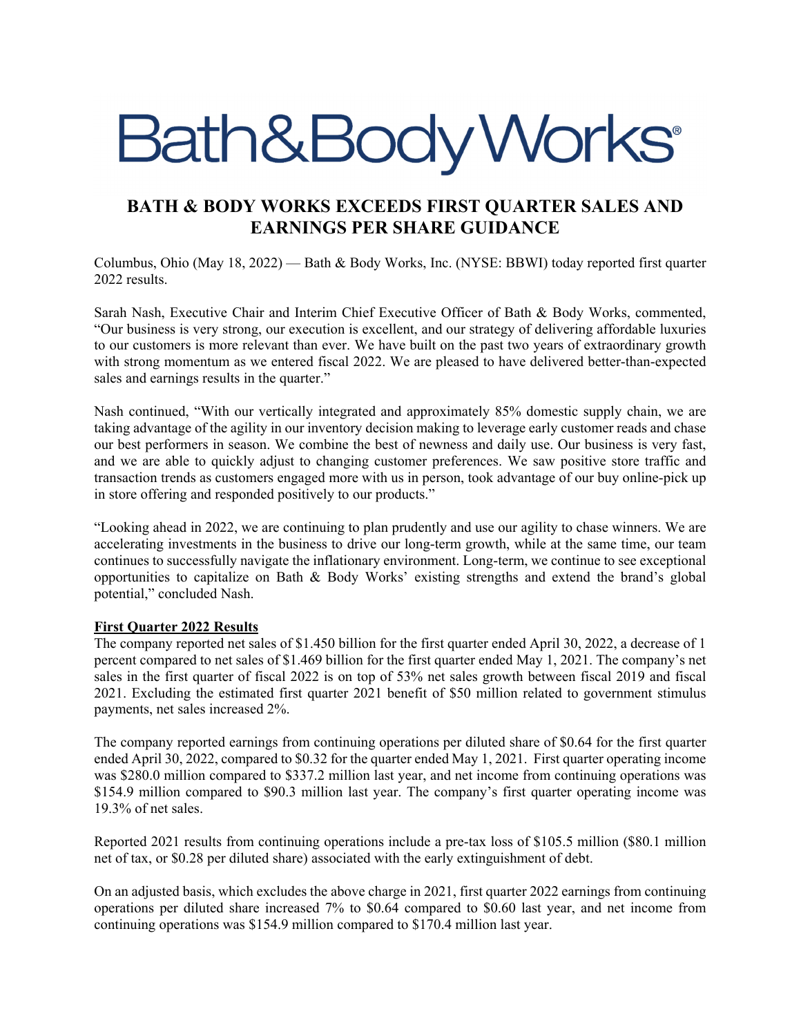# Bath&BodyWorks®

## BATH & BODY WORKS EXCEEDS FIRST QUARTER SALES AND EARNINGS PER SHARE GUIDANCE

Columbus, Ohio (May 18, 2022) — Bath & Body Works, Inc. (NYSE: BBWI) today reported first quarter 2022 results.

Sarah Nash, Executive Chair and Interim Chief Executive Officer of Bath & Body Works, commented, "Our business is very strong, our execution is excellent, and our strategy of delivering affordable luxuries to our customers is more relevant than ever. We have built on the past two years of extraordinary growth with strong momentum as we entered fiscal 2022. We are pleased to have delivered better-than-expected sales and earnings results in the quarter."

Nash continued, "With our vertically integrated and approximately 85% domestic supply chain, we are taking advantage of the agility in our inventory decision making to leverage early customer reads and chase our best performers in season. We combine the best of newness and daily use. Our business is very fast, and we are able to quickly adjust to changing customer preferences. We saw positive store traffic and transaction trends as customers engaged more with us in person, took advantage of our buy online-pick up in store offering and responded positively to our products."

"Looking ahead in 2022, we are continuing to plan prudently and use our agility to chase winners. We are accelerating investments in the business to drive our long-term growth, while at the same time, our team continues to successfully navigate the inflationary environment. Long-term, we continue to see exceptional opportunities to capitalize on Bath & Body Works' existing strengths and extend the brand's global potential," concluded Nash.

**First Quarter 2022 Results**

The company reported net sales of $1.450 billion for the first quarter ended April 30, 2022, a decrease of 1 percent compared to net sales of $1.469 billion for the first quarter ended May 1, 2021. The company's net sales in the first quarter of fiscal 2022 is on top of 53% net sales growth between fiscal 2019 and fiscal 2021. Excluding the estimated first quarter 2021 benefit of $50 million related to government stimulus payments, net sales increased 2%.

The company reported earnings from continuing operations per diluted share of $0.64 for the first quarter ended April 30, 2022, compared to $0.32 for the quarter ended May 1, 2021. First quarter operating income was $280.0 million compared to $337.2 million last year, and net income from continuing operations was $154.9 million compared to $90.3 million last year. The company's first quarter operating income was 19.3% of net sales.

Reported 2021 results from continuing operations include a pre-tax loss of $105.5 million ($80.1 million net of tax, or $0.28 per diluted share) associated with the early extinguishment of debt.

On an adjusted basis, which excludes the above charge in 2021, first quarter 2022 earnings from continuing operations per diluted share increased 7% to $0.64 compared to $0.60 last year, and net income from continuing operations was $154.9 million compared to $170.4 million last year.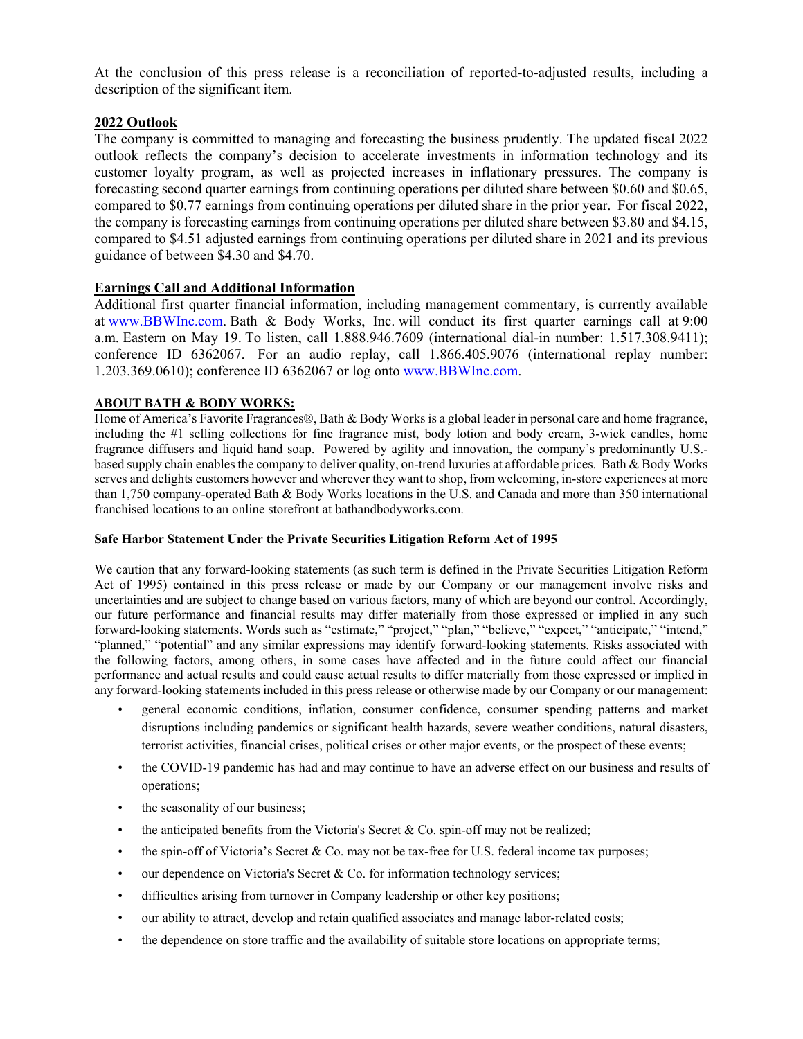At the conclusion of this press release is a reconciliation of reported-to-adjusted results, including a description of the significant item.

## 2022 Outlook

The company is committed to managing and forecasting the business prudently. The updated fiscal 2022 outlook reflects the company's decision to accelerate investments in information technology and its customer loyalty program, as well as projected increases in inflationary pressures. The company is forecasting second quarter earnings from continuing operations per diluted share between $0.60 and $0.65, compared to $0.77 earnings from continuing operations per diluted share in the prior year. For fiscal 2022, the company is forecasting earnings from continuing operations per diluted share between $3.80 and $4.15, compared to $4.51 adjusted earnings from continuing operations per diluted share in 2021 and its previous guidance of between $4.30 and $4.70.

## Earnings Call and Additional Information

Additional first quarter financial information, including management commentary, is currently available at [www.BBWInc.com](http://www.BBWInc.com). Bath & Body Works, Inc. will conduct its first quarter earnings call at 9:00 a.m. Eastern on May 19. To listen, call 1.888.946.7609 (international dial-in number: 1.517.308.9411); conference ID 6362067. For an audio replay, call 1.866.405.9076 (international replay number: 1.203.369.0610); conference ID 6362067 or log onto [www.BBWInc.com](http://www.BBWInc.com).

## ABOUT BATH & BODY WORKS:

Home of America's Favorite Fragrances®, Bath & Body Works is a global leader in personal care and home fragrance, including the #1 selling collections for fine fragrance mist, body lotion and body cream, 3-wick candles, home fragrance diffusers and liquid hand soap. Powered by agility and innovation, the company's predominantly U.S.-based supply chain enables the company to deliver quality, on-trend luxuries at affordable prices. Bath & Body Works serves and delights customers however and wherever they want to shop, from welcoming, in-store experiences at more than 1,750 company-operated Bath & Body Works locations in the U.S. and Canada and more than 350 international franchised locations to an online storefront at bathandbodyworks.com.

### Safe Harbor Statement Under the Private Securities Litigation Reform Act of 1995

We caution that any forward-looking statements (as such term is defined in the Private Securities Litigation Reform Act of 1995) contained in this press release or made by our Company or our management involve risks and uncertainties and are subject to change based on various factors, many of which are beyond our control. Accordingly, our future performance and financial results may differ materially from those expressed or implied in any such forward-looking statements. Words such as "estimate," "project," "plan," "believe," "expect," "anticipate," "intend," "planned," "potential" and any similar expressions may identify forward-looking statements. Risks associated with the following factors, among others, in some cases have affected and in the future could affect our financial performance and actual results and could cause actual results to differ materially from those expressed or implied in any forward-looking statements included in this press release or otherwise made by our Company or our management:

- general economic conditions, inflation, consumer confidence, consumer spending patterns and market disruptions including pandemics or significant health hazards, severe weather conditions, natural disasters, terrorist activities, financial crises, political crises or other major events, or the prospect of these events;
- the COVID-19 pandemic has had and may continue to have an adverse effect on our business and results of operations;
- the seasonality of our business;
- the anticipated benefits from the Victoria's Secret & Co. spin-off may not be realized;
- the spin-off of Victoria's Secret & Co. may not be tax-free for U.S. federal income tax purposes;
- our dependence on Victoria's Secret & Co. for information technology services;
- difficulties arising from turnover in Company leadership or other key positions;
- our ability to attract, develop and retain qualified associates and manage labor-related costs;
- the dependence on store traffic and the availability of suitable store locations on appropriate terms;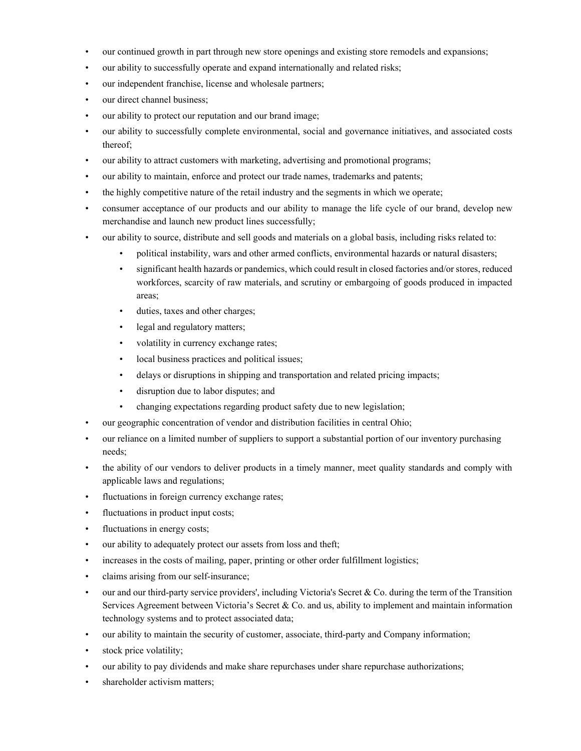- our continued growth in part through new store openings and existing store remodels and expansions;
- our ability to successfully operate and expand internationally and related risks;
- our independent franchise, license and wholesale partners;
- our direct channel business;
- our ability to protect our reputation and our brand image;
- our ability to successfully complete environmental, social and governance initiatives, and associated costs thereof;
- our ability to attract customers with marketing, advertising and promotional programs;
- our ability to maintain, enforce and protect our trade names, trademarks and patents;
- the highly competitive nature of the retail industry and the segments in which we operate;
- consumer acceptance of our products and our ability to manage the life cycle of our brand, develop new merchandise and launch new product lines successfully;
- our ability to source, distribute and sell goods and materials on a global basis, including risks related to:
    - political instability, wars and other armed conflicts, environmental hazards or natural disasters;
    - significant health hazards or pandemics, which could result in closed factories and/or stores, reduced workforces, scarcity of raw materials, and scrutiny or embargoing of goods produced in impacted areas;
    - duties, taxes and other charges;
    - legal and regulatory matters;
    - volatility in currency exchange rates;
    - local business practices and political issues;
    - delays or disruptions in shipping and transportation and related pricing impacts;
    - disruption due to labor disputes; and
    - changing expectations regarding product safety due to new legislation;
- our geographic concentration of vendor and distribution facilities in central Ohio;
- our reliance on a limited number of suppliers to support a substantial portion of our inventory purchasing needs;
- the ability of our vendors to deliver products in a timely manner, meet quality standards and comply with applicable laws and regulations;
- fluctuations in foreign currency exchange rates;
- fluctuations in product input costs;
- fluctuations in energy costs;
- our ability to adequately protect our assets from loss and theft;
- increases in the costs of mailing, paper, printing or other order fulfillment logistics;
- claims arising from our self-insurance;
- our and our third-party service providers', including Victoria's Secret & Co. during the term of the Transition Services Agreement between Victoria's Secret & Co. and us, ability to implement and maintain information technology systems and to protect associated data;
- our ability to maintain the security of customer, associate, third-party and Company information;
- stock price volatility;
- our ability to pay dividends and make share repurchases under share repurchase authorizations;
- shareholder activism matters;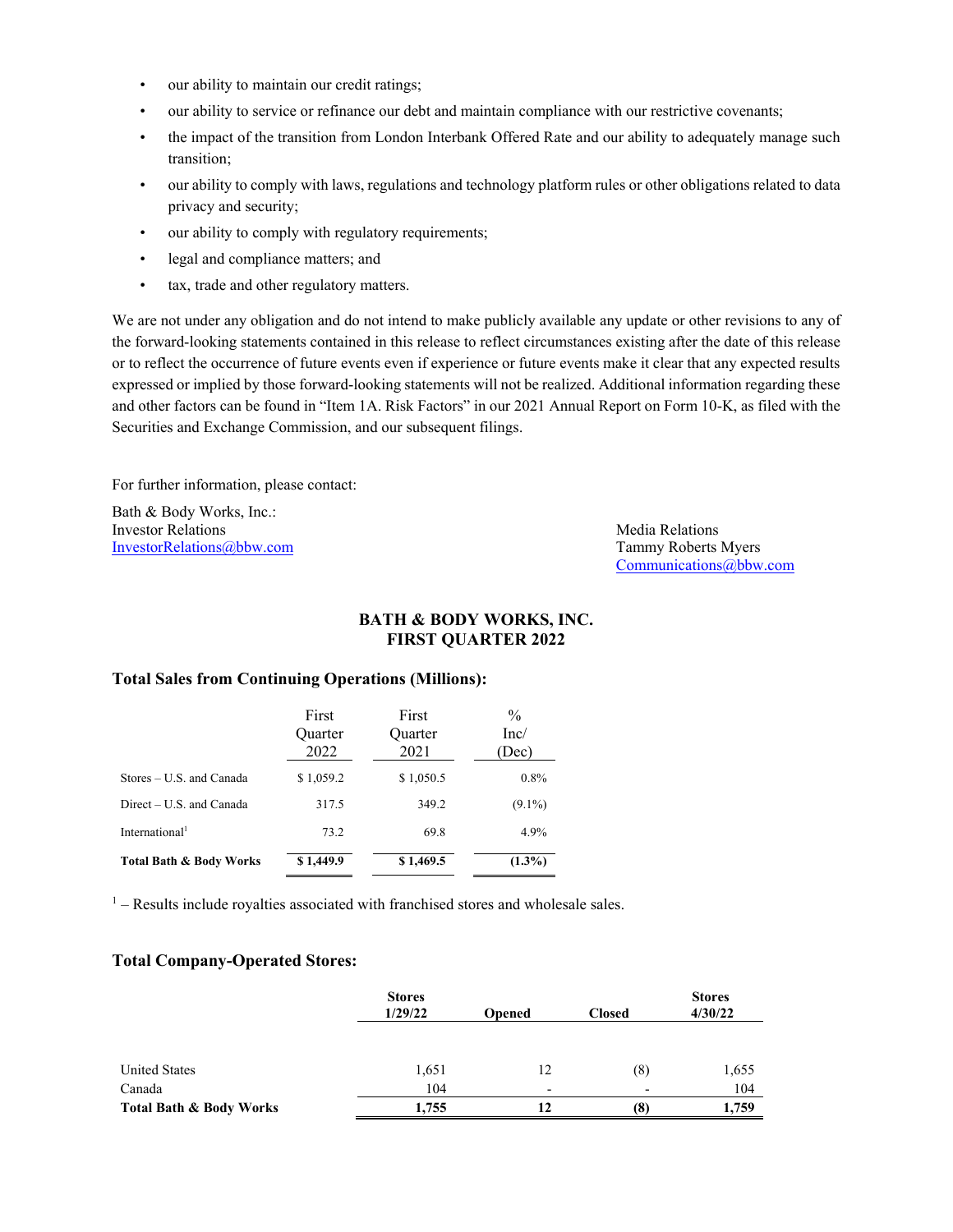- our ability to maintain our credit ratings;
- our ability to service or refinance our debt and maintain compliance with our restrictive covenants;
- the impact of the transition from London Interbank Offered Rate and our ability to adequately manage such transition;
- our ability to comply with laws, regulations and technology platform rules or other obligations related to data privacy and security;
- our ability to comply with regulatory requirements;
- legal and compliance matters; and
- tax, trade and other regulatory matters.

We are not under any obligation and do not intend to make publicly available any update or other revisions to any of the forward-looking statements contained in this release to reflect circumstances existing after the date of this release or to reflect the occurrence of future events even if experience or future events make it clear that any expected results expressed or implied by those forward-looking statements will not be realized. Additional information regarding these and other factors can be found in "Item 1A. Risk Factors" in our 2021 Annual Report on Form 10-K, as filed with the Securities and Exchange Commission, and our subsequent filings.

For further information, please contact:

Bath & Body Works, Inc.:
Investor Relations
InvestorRelations@bbw.com

Media Relations
Tammy Roberts Myers
Communications@bbw.com

**BATH & BODY WORKS, INC.**
**FIRST QUARTER 2022**

### Total Sales from Continuing Operations (Millions):

| | First Quarter 2022 | First Quarter 2021 | % Inc/ (Dec) |
|---|---|---|---|
| Stores – U.S. and Canada | $ 1,059.2 | $ 1,050.5 | 0.8% |
| Direct – U.S. and Canada | 317.5 | 349.2 | (9.1%) |
| International[1] | 73.2 | 69.8 | 4.9% |
| **Total Bath & Body Works** | **$ 1,449.9** | **$ 1,469.5** | **(1.3%)** |

[1] – Results include royalties associated with franchised stores and wholesale sales.

### Total Company-Operated Stores:

| | **Stores 1/29/22** | **Opened** | **Closed** | **Stores 4/30/22** |
|---|---|---|---|---|
| United States | 1,651 | 12 | (8) | 1,655 |
| Canada | 104 | - | - | 104 |
| **Total Bath & Body Works** | **1,755** | **12** | **(8)** | **1,759** |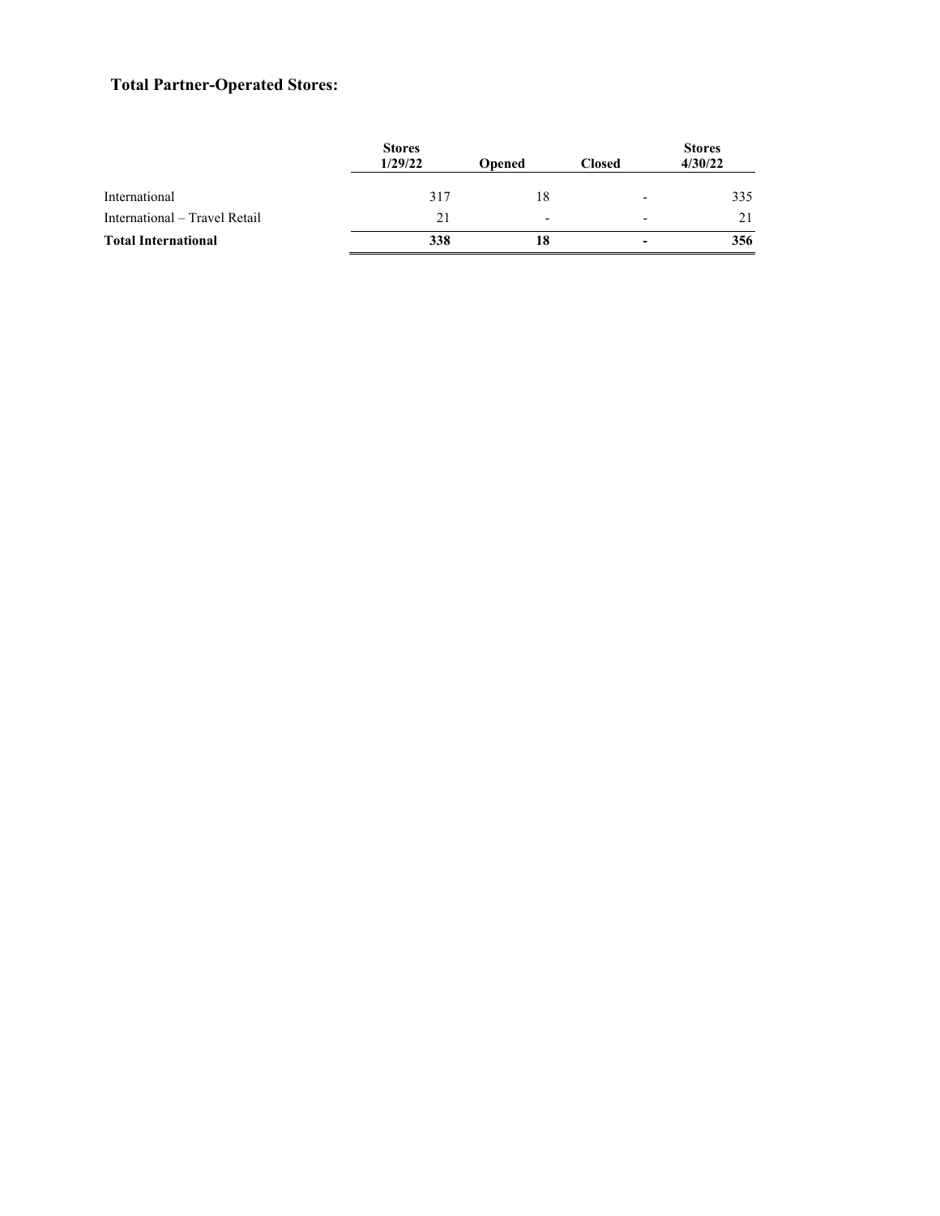## Total Partner-Operated Stores:

| | Stores 1/29/22 | Opened | Closed | Stores 4/30/22 |
|---|---|---|---|---|
| International | 317 | 18 | - | 335 |
| International – Travel Retail | 21 | - | - | 21 |
| **Total International** | **338** | **18** | **-** | **356** |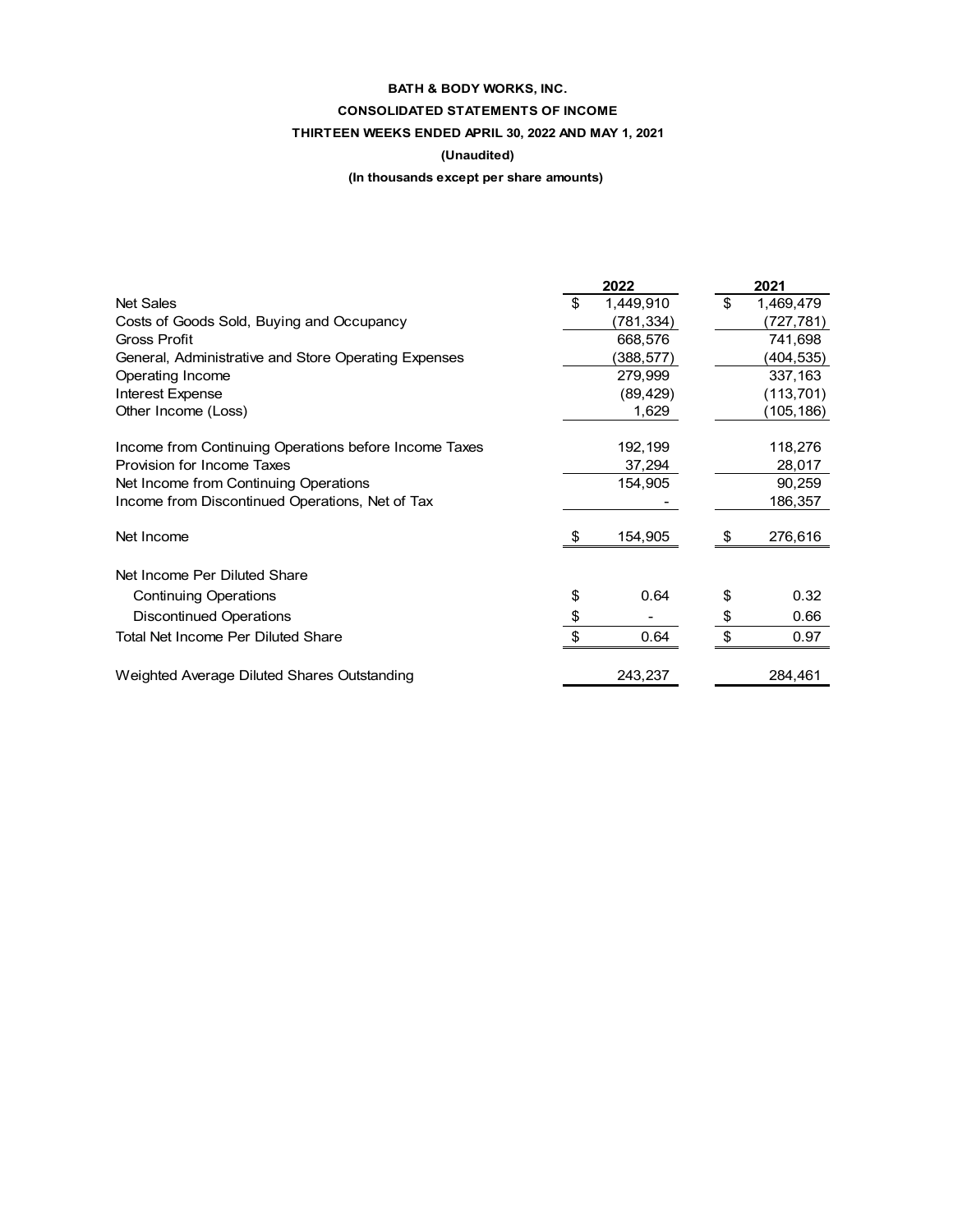**BATH & BODY WORKS, INC.**

**CONSOLIDATED STATEMENTS OF INCOME**

**THIRTEEN WEEKS ENDED APRIL 30, 2022 AND MAY 1, 2021**

**(Unaudited)**

**(In thousands except per share amounts)**

| | 2022 | 2021 |
|---|---|---|
| Net Sales | $ 1,449,910 | $ 1,469,479 |
| Costs of Goods Sold, Buying and Occupancy | (781,334) | (727,781) |
| Gross Profit | 668,576 | 741,698 |
| General, Administrative and Store Operating Expenses | (388,577) | (404,535) |
| Operating Income | 279,999 | 337,163 |
| Interest Expense | (89,429) | (113,701) |
| Other Income (Loss) | 1,629 | (105,186) |
| Income from Continuing Operations before Income Taxes | 192,199 | 118,276 |
| Provision for Income Taxes | 37,294 | 28,017 |
| Net Income from Continuing Operations | 154,905 | 90,259 |
| Income from Discontinued Operations, Net of Tax | - | 186,357 |
| Net Income | $ 154,905 | $ 276,616 |
| Net Income Per Diluted Share | | |
| Continuing Operations | $ 0.64 | $ 0.32 |
| Discontinued Operations | $ - | $ 0.66 |
| Total Net Income Per Diluted Share | $ 0.64 | $ 0.97 |
| Weighted Average Diluted Shares Outstanding | 243,237 | 284,461 |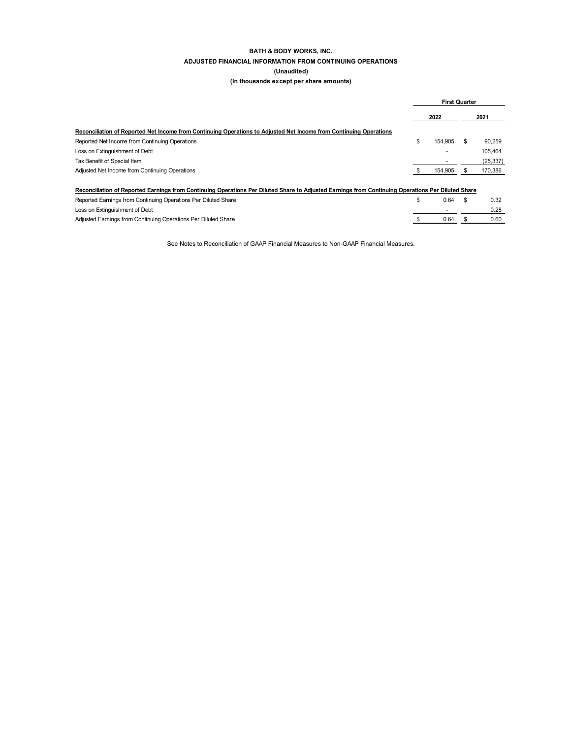**BATH & BODY WORKS, INC.**

**ADJUSTED FINANCIAL INFORMATION FROM CONTINUING OPERATIONS**

**(Unaudited)**

**(In thousands except per share amounts)**

| | First Quarter | |
|---|---|---|
| | 2022 | 2021 |
| **Reconciliation of Reported Net Income from Continuing Operations to Adjusted Net Income from Continuing Operations** | | |
| Reported Net Income from Continuing Operations | $ 154,905 | $ 90,259 |
| Loss on Extinguishment of Debt | - | 105,464 |
| Tax Benefit of Special Item | - | (25,337) |
| Adjusted Net Income from Continuing Operations | $ 154,905 | $ 170,386 |
| **Reconciliation of Reported Earnings from Continuing Operations Per Diluted Share to Adjusted Earnings from Continuing Operations Per Diluted Share** | | |
| Reported Earnings from Continuing Operations Per Diluted Share | $ 0.64 | $ 0.32 |
| Loss on Extinguishment of Debt | - | 0.28 |
| Adjusted Earnings from Continuing Operations Per Diluted Share | $ 0.64 | $ 0.60 |

See Notes to Reconciliation of GAAP Financial Measures to Non-GAAP Financial Measures.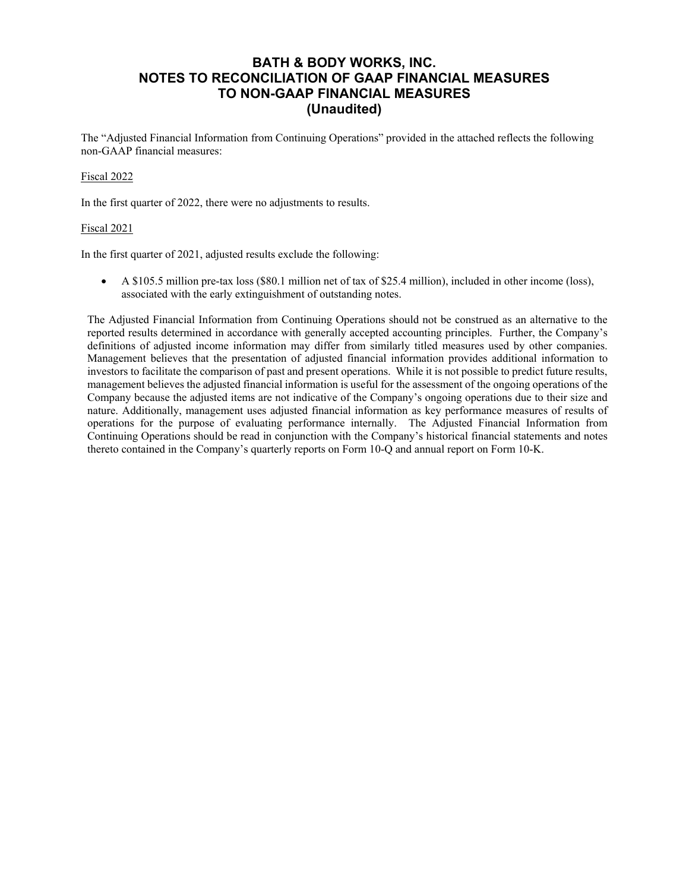# BATH & BODY WORKS, INC.
# NOTES TO RECONCILIATION OF GAAP FINANCIAL MEASURES TO NON-GAAP FINANCIAL MEASURES
# (Unaudited)

The "Adjusted Financial Information from Continuing Operations" provided in the attached reflects the following non-GAAP financial measures:

Fiscal 2022

In the first quarter of 2022, there were no adjustments to results.

Fiscal 2021

In the first quarter of 2021, adjusted results exclude the following:

- A $105.5 million pre-tax loss ($80.1 million net of tax of $25.4 million), included in other income (loss), associated with the early extinguishment of outstanding notes.

The Adjusted Financial Information from Continuing Operations should not be construed as an alternative to the reported results determined in accordance with generally accepted accounting principles. Further, the Company's definitions of adjusted income information may differ from similarly titled measures used by other companies. Management believes that the presentation of adjusted financial information provides additional information to investors to facilitate the comparison of past and present operations. While it is not possible to predict future results, management believes the adjusted financial information is useful for the assessment of the ongoing operations of the Company because the adjusted items are not indicative of the Company's ongoing operations due to their size and nature. Additionally, management uses adjusted financial information as key performance measures of results of operations for the purpose of evaluating performance internally. The Adjusted Financial Information from Continuing Operations should be read in conjunction with the Company's historical financial statements and notes thereto contained in the Company's quarterly reports on Form 10-Q and annual report on Form 10-K.